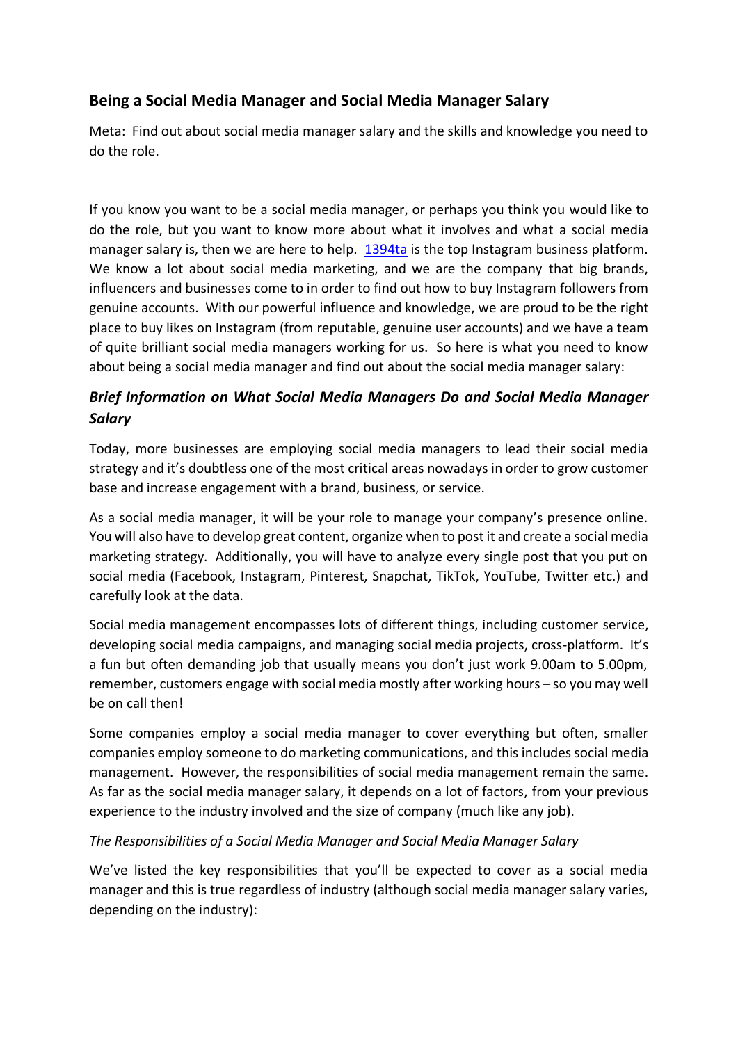## Being a Social Media Manager and Social Media Manager Salary

Meta: Find out about social media manager salary and the skills and knowledge you need to do the role.

If you know you want to be a social media manager, or perhaps you think you would like to do the role, but you want to know more about what it involves and what a social media manager salary is, then we are here to help. [1394ta]() is the top Instagram business platform. We know a lot about social media marketing, and we are the company that big brands, influencers and businesses come to in order to find out how to buy Instagram followers from genuine accounts. With our powerful influence and knowledge, we are proud to be the right place to buy likes on Instagram (from reputable, genuine user accounts) and we have a team of quite brilliant social media managers working for us. So here is what you need to know about being a social media manager and find out about the social media manager salary:

### *Brief Information on What Social Media Managers Do and Social Media Manager Salary*

Today, more businesses are employing social media managers to lead their social media strategy and it's doubtless one of the most critical areas nowadays in order to grow customer base and increase engagement with a brand, business, or service.

As a social media manager, it will be your role to manage your company's presence online. You will also have to develop great content, organize when to post it and create a social media marketing strategy. Additionally, you will have to analyze every single post that you put on social media (Facebook, Instagram, Pinterest, Snapchat, TikTok, YouTube, Twitter etc.) and carefully look at the data.

Social media management encompasses lots of different things, including customer service, developing social media campaigns, and managing social media projects, cross-platform. It's a fun but often demanding job that usually means you don't just work 9.00am to 5.00pm, remember, customers engage with social media mostly after working hours – so you may well be on call then!

Some companies employ a social media manager to cover everything but often, smaller companies employ someone to do marketing communications, and this includes social media management. However, the responsibilities of social media management remain the same. As far as the social media manager salary, it depends on a lot of factors, from your previous experience to the industry involved and the size of company (much like any job).

*The Responsibilities of a Social Media Manager and Social Media Manager Salary*

We've listed the key responsibilities that you'll be expected to cover as a social media manager and this is true regardless of industry (although social media manager salary varies, depending on the industry):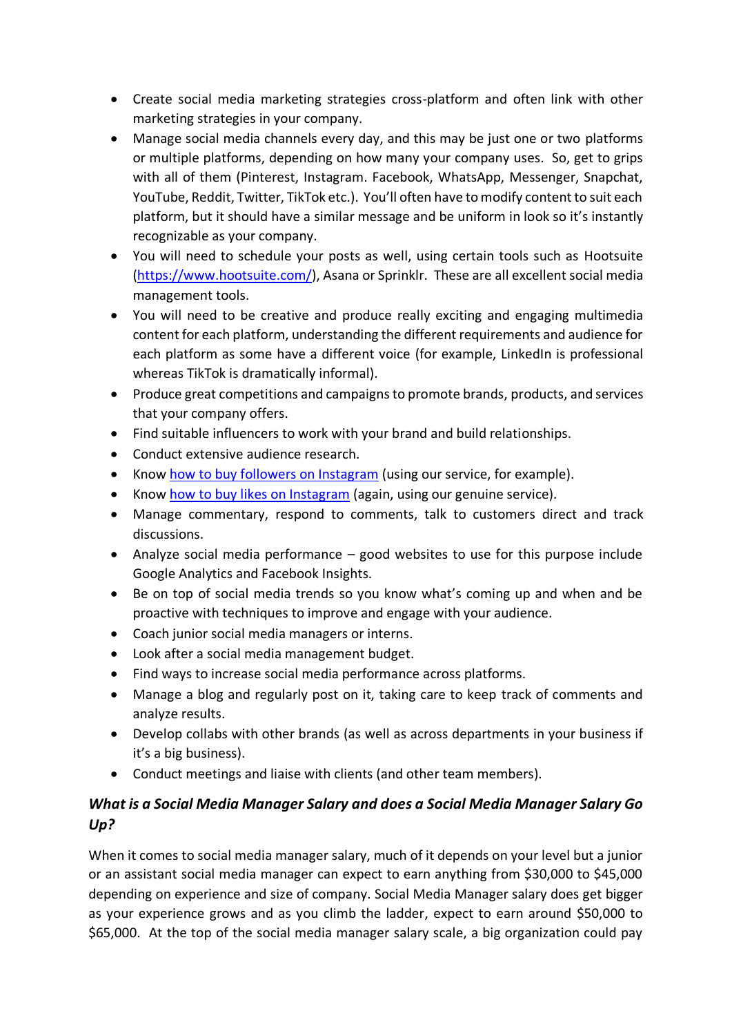- Create social media marketing strategies cross-platform and often link with other marketing strategies in your company.
- Manage social media channels every day, and this may be just one or two platforms or multiple platforms, depending on how many your company uses. So, get to grips with all of them (Pinterest, Instagram. Facebook, WhatsApp, Messenger, Snapchat, YouTube, Reddit, Twitter, TikTok etc.). You'll often have to modify content to suit each platform, but it should have a similar message and be uniform in look so it's instantly recognizable as your company.
- You will need to schedule your posts as well, using certain tools such as Hootsuite ([https://www.hootsuite.com/](https://www.hootsuite.com/)), Asana or Sprinklr. These are all excellent social media management tools.
- You will need to be creative and produce really exciting and engaging multimedia content for each platform, understanding the different requirements and audience for each platform as some have a different voice (for example, LinkedIn is professional whereas TikTok is dramatically informal).
- Produce great competitions and campaigns to promote brands, products, and services that your company offers.
- Find suitable influencers to work with your brand and build relationships.
- Conduct extensive audience research.
- Know how to buy followers on Instagram (using our service, for example).
- Know how to buy likes on Instagram (again, using our genuine service).
- Manage commentary, respond to comments, talk to customers direct and track discussions.
- Analyze social media performance – good websites to use for this purpose include Google Analytics and Facebook Insights.
- Be on top of social media trends so you know what's coming up and when and be proactive with techniques to improve and engage with your audience.
- Coach junior social media managers or interns.
- Look after a social media management budget.
- Find ways to increase social media performance across platforms.
- Manage a blog and regularly post on it, taking care to keep track of comments and analyze results.
- Develop collabs with other brands (as well as across departments in your business if it's a big business).
- Conduct meetings and liaise with clients (and other team members).

### *What is a Social Media Manager Salary and does a Social Media Manager Salary Go Up?*

When it comes to social media manager salary, much of it depends on your level but a junior or an assistant social media manager can expect to earn anything from $30,000 to $45,000 depending on experience and size of company. Social Media Manager salary does get bigger as your experience grows and as you climb the ladder, expect to earn around $50,000 to $65,000. At the top of the social media manager salary scale, a big organization could pay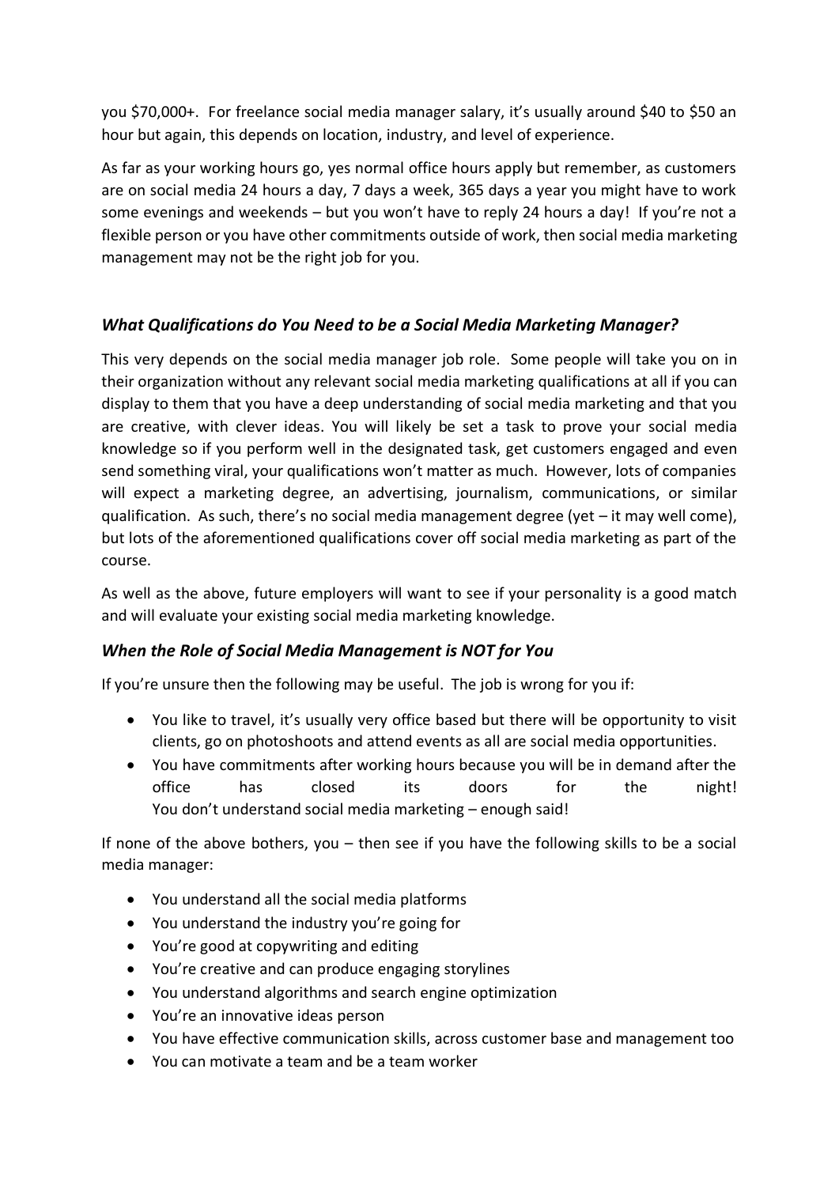you $70,000+. For freelance social media manager salary, it's usually around $40 to $50 an hour but again, this depends on location, industry, and level of experience.

As far as your working hours go, yes normal office hours apply but remember, as customers are on social media 24 hours a day, 7 days a week, 365 days a year you might have to work some evenings and weekends – but you won't have to reply 24 hours a day! If you're not a flexible person or you have other commitments outside of work, then social media marketing management may not be the right job for you.

### *What Qualifications do You Need to be a Social Media Marketing Manager?*

This very depends on the social media manager job role. Some people will take you on in their organization without any relevant social media marketing qualifications at all if you can display to them that you have a deep understanding of social media marketing and that you are creative, with clever ideas. You will likely be set a task to prove your social media knowledge so if you perform well in the designated task, get customers engaged and even send something viral, your qualifications won't matter as much. However, lots of companies will expect a marketing degree, an advertising, journalism, communications, or similar qualification. As such, there's no social media management degree (yet – it may well come), but lots of the aforementioned qualifications cover off social media marketing as part of the course.

As well as the above, future employers will want to see if your personality is a good match and will evaluate your existing social media marketing knowledge.

### *When the Role of Social Media Management is NOT for You*

If you're unsure then the following may be useful. The job is wrong for you if:

- You like to travel, it's usually very office based but there will be opportunity to visit clients, go on photoshoots and attend events as all are social media opportunities.
- You have commitments after working hours because you will be in demand after the office has closed its doors for the night!
  You don't understand social media marketing – enough said!

If none of the above bothers, you – then see if you have the following skills to be a social media manager:

- You understand all the social media platforms
- You understand the industry you're going for
- You're good at copywriting and editing
- You're creative and can produce engaging storylines
- You understand algorithms and search engine optimization
- You're an innovative ideas person
- You have effective communication skills, across customer base and management too
- You can motivate a team and be a team worker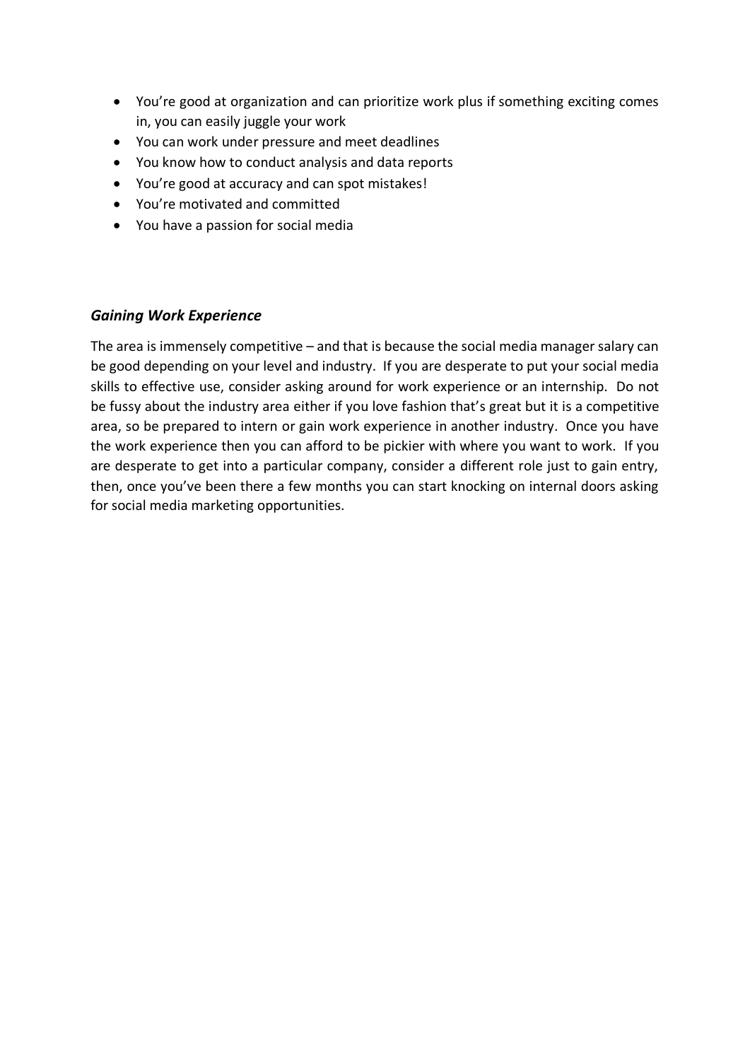- You're good at organization and can prioritize work plus if something exciting comes in, you can easily juggle your work
- You can work under pressure and meet deadlines
- You know how to conduct analysis and data reports
- You're good at accuracy and can spot mistakes!
- You're motivated and committed
- You have a passion for social media

### *Gaining Work Experience*

The area is immensely competitive – and that is because the social media manager salary can be good depending on your level and industry.  If you are desperate to put your social media skills to effective use, consider asking around for work experience or an internship.  Do not be fussy about the industry area either if you love fashion that's great but it is a competitive area, so be prepared to intern or gain work experience in another industry.  Once you have the work experience then you can afford to be pickier with where you want to work.  If you are desperate to get into a particular company, consider a different role just to gain entry, then, once you've been there a few months you can start knocking on internal doors asking for social media marketing opportunities.